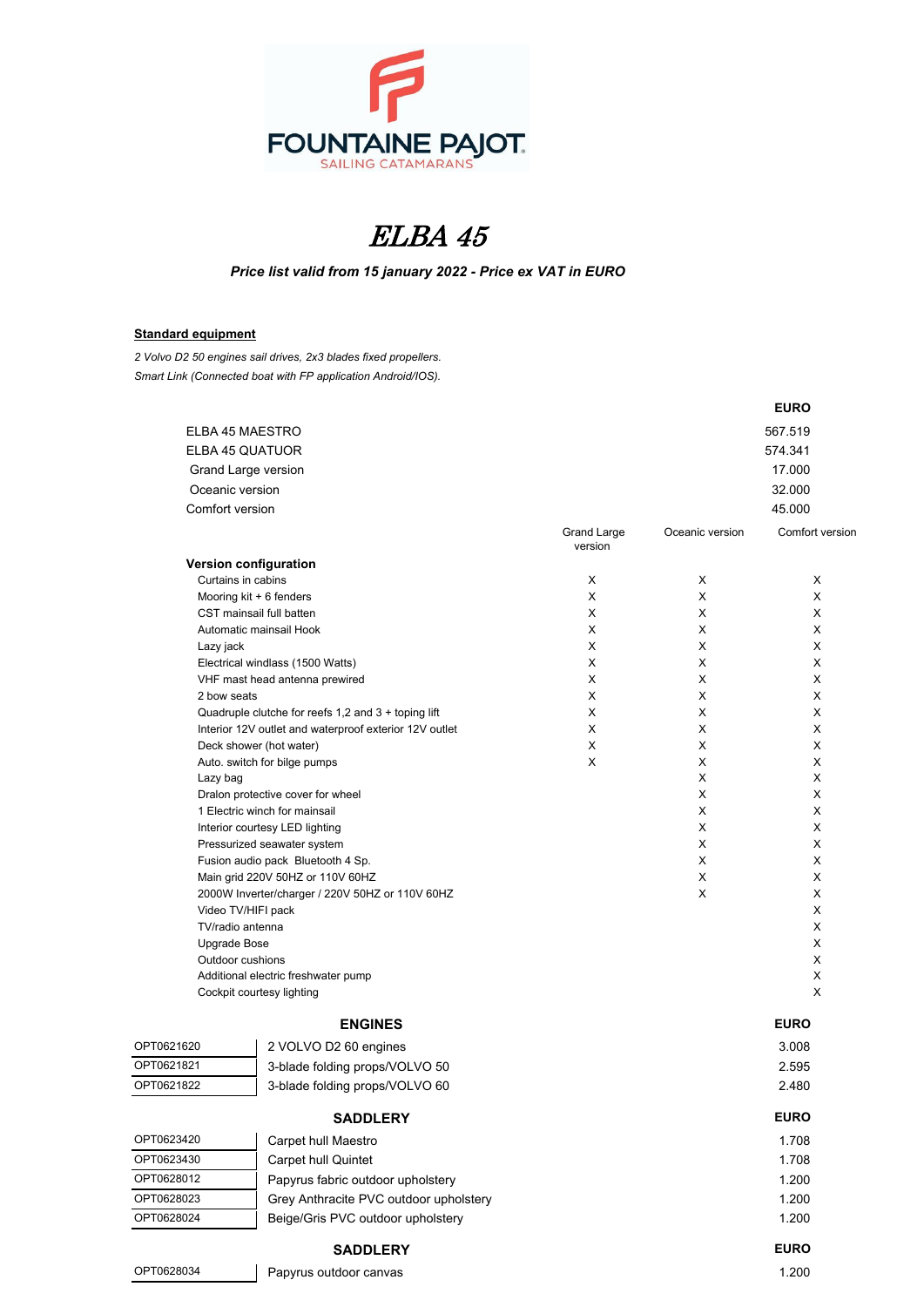FOUNTAINE PAJOT
SAILING CATAMARANS

# *ELBA 45*

***Price list valid from 15 january 2022 - Price ex VAT in EURO***

**Standard equipment**

*2 Volvo D2 50 engines sail drives, 2x3 blades fixed propellers.*
*Smart Link (Connected boat with FP application Android/IOS).*

| | EURO |
|---|---|
| ELBA 45 MAESTRO | 567.519 |
| ELBA 45 QUATUOR | 574.341 |
| Grand Large version | 17.000 |
| Oceanic version | 32.000 |
| Comfort version | 45.000 |

| | Grand Large version | Oceanic version | Comfort version |
|---|---|---|---|
| **Version configuration** | | | |
| Curtains in cabins | X | X | X |
| Mooring kit + 6 fenders | X | X | X |
| CST mainsail full batten | X | X | X |
| Automatic mainsail Hook | X | X | X |
| Lazy jack | X | X | X |
| Electrical windlass (1500 Watts) | X | X | X |
| VHF mast head antenna prewired | X | X | X |
| 2 bow seats | X | X | X |
| Quadruple clutche for reefs 1,2 and 3 + toping lift | X | X | X |
| Interior 12V outlet and waterproof exterior 12V outlet | X | X | X |
| Deck shower (hot water) | X | X | X |
| Auto. switch for bilge pumps | X | X | X |
| Lazy bag | | X | X |
| Dralon protective cover for wheel | | X | X |
| 1 Electric winch for mainsail | | X | X |
| Interior courtesy LED lighting | | X | X |
| Pressurized seawater system | | X | X |
| Fusion audio pack Bluetooth 4 Sp. | | X | X |
| Main grid 220V 50HZ or 110V 60HZ | | X | X |
| 2000W Inverter/charger / 220V 50HZ or 110V 60HZ | | X | X |
| Video TV/HIFI pack | | | X |
| TV/radio antenna | | | X |
| Upgrade Bose | | | X |
| Outdoor cushions | | | X |
| Additional electric freshwater pump | | | X |
| Cockpit courtesy lighting | | | X |

| | **ENGINES** | **EURO** |
|---|---|---|
| OPT0621620 | 2 VOLVO D2 60 engines | 3.008 |
| OPT0621821 | 3-blade folding props/VOLVO 50 | 2.595 |
| OPT0621822 | 3-blade folding props/VOLVO 60 | 2.480 |

| | **SADDLERY** | **EURO** |
|---|---|---|
| OPT0623420 | Carpet hull Maestro | 1.708 |
| OPT0623430 | Carpet hull Quintet | 1.708 |
| OPT0628012 | Papyrus fabric outdoor upholstery | 1.200 |
| OPT0628023 | Grey Anthracite PVC outdoor upholstery | 1.200 |
| OPT0628024 | Beige/Gris PVC outdoor upholstery | 1.200 |

| | **SADDLERY** | **EURO** |
|---|---|---|
| OPT0628034 | Papyrus outdoor canvas | 1.200 |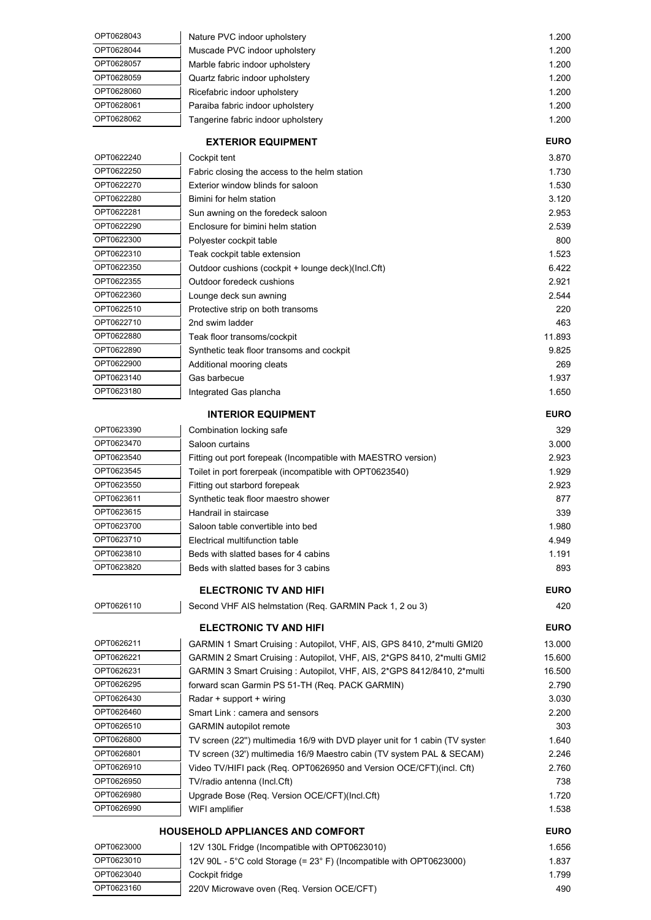| | | |
|---|---|---|
| OPT0628043 | Nature PVC indoor upholstery | 1.200 |
| OPT0628044 | Muscade PVC indoor upholstery | 1.200 |
| OPT0628057 | Marble fabric indoor upholstery | 1.200 |
| OPT0628059 | Quartz fabric indoor upholstery | 1.200 |
| OPT0628060 | Ricefabric indoor upholstery | 1.200 |
| OPT0628061 | Paraiba fabric indoor upholstery | 1.200 |
| OPT0628062 | Tangerine fabric indoor upholstery | 1.200 |

| | **EXTERIOR EQUIPMENT** | **EURO** |
|---|---|---|
| OPT0622240 | Cockpit tent | 3.870 |
| OPT0622250 | Fabric closing the access to the helm station | 1.730 |
| OPT0622270 | Exterior window blinds for saloon | 1.530 |
| OPT0622280 | Bimini for helm station | 3.120 |
| OPT0622281 | Sun awning on the foredeck saloon | 2.953 |
| OPT0622290 | Enclosure for bimini helm station | 2.539 |
| OPT0622300 | Polyester cockpit table | 800 |
| OPT0622310 | Teak cockpit table extension | 1.523 |
| OPT0622350 | Outdoor cushions (cockpit + lounge deck)(Incl.Cft) | 6.422 |
| OPT0622355 | Outdoor foredeck cushions | 2.921 |
| OPT0622360 | Lounge deck sun awning | 2.544 |
| OPT0622510 | Protective strip on both transoms | 220 |
| OPT0622710 | 2nd swim ladder | 463 |
| OPT0622880 | Teak floor transoms/cockpit | 11.893 |
| OPT0622890 | Synthetic teak floor transoms and cockpit | 9.825 |
| OPT0622900 | Additional mooring cleats | 269 |
| OPT0623140 | Gas barbecue | 1.937 |
| OPT0623180 | Integrated Gas plancha | 1.650 |

| | **INTERIOR EQUIPMENT** | **EURO** |
|---|---|---|
| OPT0623390 | Combination locking safe | 329 |
| OPT0623470 | Saloon curtains | 3.000 |
| OPT0623540 | Fitting out port forepeak (Incompatible with MAESTRO version) | 2.923 |
| OPT0623545 | Toilet in port forerpeak (incompatible with OPT0623540) | 1.929 |
| OPT0623550 | Fitting out starbord forepeak | 2.923 |
| OPT0623611 | Synthetic teak floor maestro shower | 877 |
| OPT0623615 | Handrail in staircase | 339 |
| OPT0623700 | Saloon table convertible into bed | 1.980 |
| OPT0623710 | Electrical multifunction table | 4.949 |
| OPT0623810 | Beds with slatted bases for 4 cabins | 1.191 |
| OPT0623820 | Beds with slatted bases for 3 cabins | 893 |

| | **ELECTRONIC TV AND HIFI** | **EURO** |
|---|---|---|
| OPT0626110 | Second VHF AIS helmstation (Req. GARMIN Pack 1, 2 ou 3) | 420 |

| | **ELECTRONIC TV AND HIFI** | **EURO** |
|---|---|---|
| OPT0626211 | GARMIN 1 Smart Cruising : Autopilot, VHF, AIS, GPS 8410, 2*multi GMI20 | 13.000 |
| OPT0626221 | GARMIN 2 Smart Cruising : Autopilot, VHF, AIS, 2*GPS 8410, 2*multi GMI2 | 15.600 |
| OPT0626231 | GARMIN 3 Smart Cruising : Autopilot, VHF, AIS, 2*GPS 8412/8410, 2*multi | 16.500 |
| OPT0626295 | forward scan Garmin PS 51-TH (Req. PACK GARMIN) | 2.790 |
| OPT0626430 | Radar + support + wiring | 3.030 |
| OPT0626460 | Smart Link : camera and sensors | 2.200 |
| OPT0626510 | GARMIN autopilot remote | 303 |
| OPT0626800 | TV screen (22'') multimedia 16/9 with DVD player unit for 1 cabin (TV systen | 1.640 |
| OPT0626801 | TV screen (32') multimedia 16/9 Maestro cabin (TV system PAL & SECAM) | 2.246 |
| OPT0626910 | Video TV/HIFI pack (Req. OPT0626950 and Version OCE/CFT)(incl. Cft) | 2.760 |
| OPT0626950 | TV/radio antenna (Incl.Cft) | 738 |
| OPT0626980 | Upgrade Bose (Req. Version OCE/CFT)(Incl.Cft) | 1.720 |
| OPT0626990 | WIFI amplifier | 1.538 |

| | **HOUSEHOLD APPLIANCES AND COMFORT** | **EURO** |
|---|---|---|
| OPT0623000 | 12V 130L Fridge (Incompatible with OPT0623010) | 1.656 |
| OPT0623010 | 12V 90L - 5°C cold Storage (= 23° F) (Incompatible with OPT0623000) | 1.837 |
| OPT0623040 | Cockpit fridge | 1.799 |
| OPT0623160 | 220V Microwave oven (Req. Version OCE/CFT) | 490 |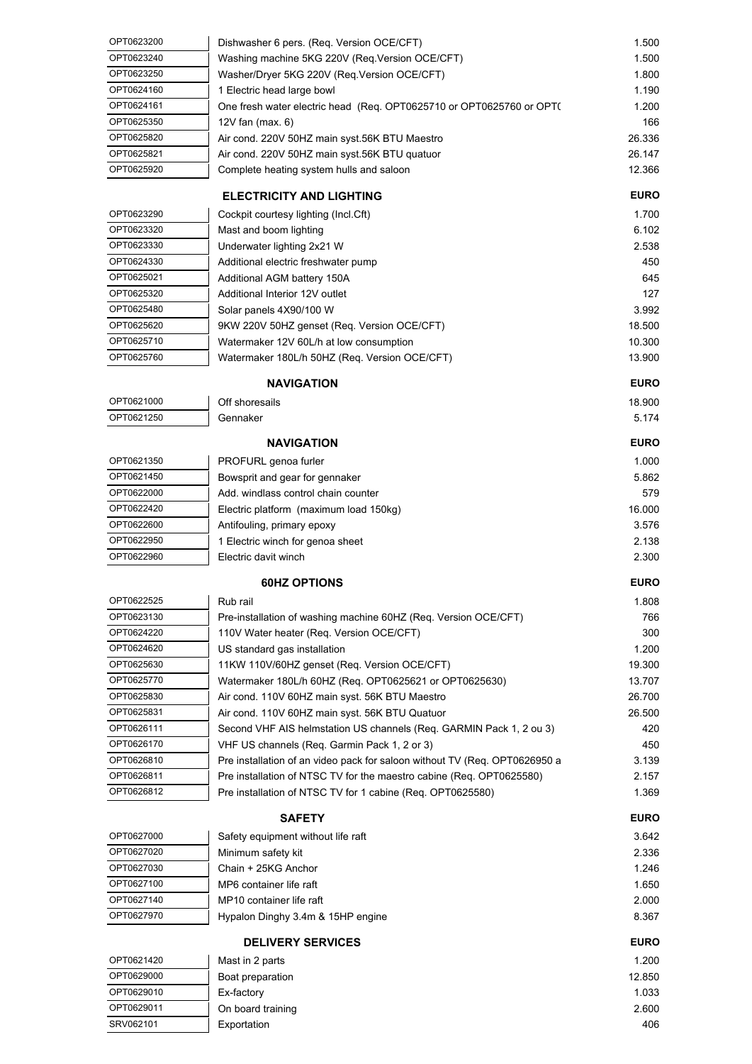| | | |
|---|---|---|
| OPT0623200 | Dishwasher 6 pers. (Req. Version OCE/CFT) | 1.500 |
| OPT0623240 | Washing machine 5KG 220V (Req.Version OCE/CFT) | 1.500 |
| OPT0623250 | Washer/Dryer 5KG 220V (Req.Version OCE/CFT) | 1.800 |
| OPT0624160 | 1 Electric head large bowl | 1.190 |
| OPT0624161 | One fresh water electric head (Req. OPT0625710 or OPT0625760 or OPT( | 1.200 |
| OPT0625350 | 12V fan (max. 6) | 166 |
| OPT0625820 | Air cond. 220V 50HZ main syst.56K BTU Maestro | 26.336 |
| OPT0625821 | Air cond. 220V 50HZ main syst.56K BTU quatuor | 26.147 |
| OPT0625920 | Complete heating system hulls and saloon | 12.366 |

| | **ELECTRICITY AND LIGHTING** | **EURO** |
|---|---|---|
| OPT0623290 | Cockpit courtesy lighting (Incl.Cft) | 1.700 |
| OPT0623320 | Mast and boom lighting | 6.102 |
| OPT0623330 | Underwater lighting 2x21 W | 2.538 |
| OPT0624330 | Additional electric freshwater pump | 450 |
| OPT0625021 | Additional AGM battery 150A | 645 |
| OPT0625320 | Additional Interior 12V outlet | 127 |
| OPT0625480 | Solar panels 4X90/100 W | 3.992 |
| OPT0625620 | 9KW 220V 50HZ genset (Req. Version OCE/CFT) | 18.500 |
| OPT0625710 | Watermaker 12V 60L/h at low consumption | 10.300 |
| OPT0625760 | Watermaker 180L/h 50HZ (Req. Version OCE/CFT) | 13.900 |

| | **NAVIGATION** | **EURO** |
|---|---|---|
| OPT0621000 | Off shoresails | 18.900 |
| OPT0621250 | Gennaker | 5.174 |

| | **NAVIGATION** | **EURO** |
|---|---|---|
| OPT0621350 | PROFURL genoa furler | 1.000 |
| OPT0621450 | Bowsprit and gear for gennaker | 5.862 |
| OPT0622000 | Add. windlass control chain counter | 579 |
| OPT0622420 | Electric platform (maximum load 150kg) | 16.000 |
| OPT0622600 | Antifouling, primary epoxy | 3.576 |
| OPT0622950 | 1 Electric winch for genoa sheet | 2.138 |
| OPT0622960 | Electric davit winch | 2.300 |

| | **60HZ OPTIONS** | **EURO** |
|---|---|---|
| OPT0622525 | Rub rail | 1.808 |
| OPT0623130 | Pre-installation of washing machine 60HZ (Req. Version OCE/CFT) | 766 |
| OPT0624220 | 110V Water heater (Req. Version OCE/CFT) | 300 |
| OPT0624620 | US standard gas installation | 1.200 |
| OPT0625630 | 11KW 110V/60HZ genset (Req. Version OCE/CFT) | 19.300 |
| OPT0625770 | Watermaker 180L/h 60HZ (Req. OPT0625621 or OPT0625630) | 13.707 |
| OPT0625830 | Air cond. 110V 60HZ main syst. 56K BTU Maestro | 26.700 |
| OPT0625831 | Air cond. 110V 60HZ main syst. 56K BTU Quatuor | 26.500 |
| OPT0626111 | Second VHF AIS helmstation US channels (Req. GARMIN Pack 1, 2 ou 3) | 420 |
| OPT0626170 | VHF US channels (Req. Garmin Pack 1, 2 or 3) | 450 |
| OPT0626810 | Pre installation of an video pack for saloon without TV (Req. OPT0626950 a | 3.139 |
| OPT0626811 | Pre installation of NTSC TV for the maestro cabine (Req. OPT0625580) | 2.157 |
| OPT0626812 | Pre installation of NTSC TV for 1 cabine (Req. OPT0625580) | 1.369 |

| | **SAFETY** | **EURO** |
|---|---|---|
| OPT0627000 | Safety equipment without life raft | 3.642 |
| OPT0627020 | Minimum safety kit | 2.336 |
| OPT0627030 | Chain + 25KG Anchor | 1.246 |
| OPT0627100 | MP6 container life raft | 1.650 |
| OPT0627140 | MP10 container life raft | 2.000 |
| OPT0627970 | Hypalon Dinghy 3.4m & 15HP engine | 8.367 |

| | **DELIVERY SERVICES** | **EURO** |
|---|---|---|
| OPT0621420 | Mast in 2 parts | 1.200 |
| OPT0629000 | Boat preparation | 12.850 |
| OPT0629010 | Ex-factory | 1.033 |
| OPT0629011 | On board training | 2.600 |
| SRV062101 | Exportation | 406 |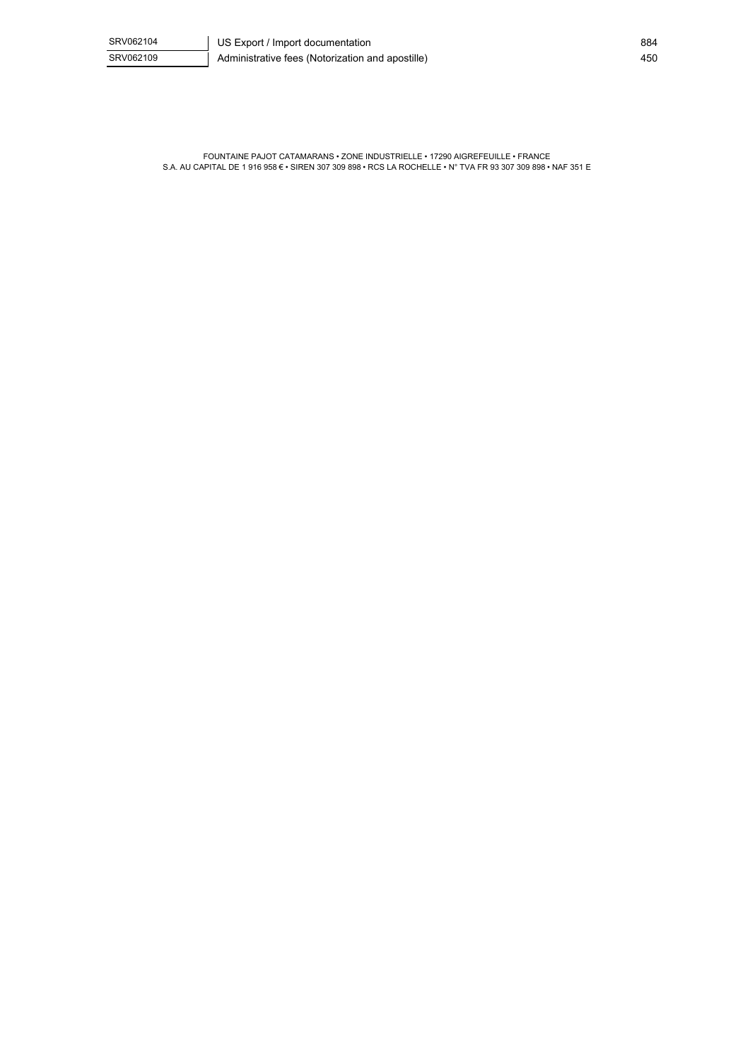| | | |
|---|---|---|
| SRV062104 | US Export / Import documentation | 884 |
| SRV062109 | Administrative fees (Notorization and apostille) | 450 |

FOUNTAINE PAJOT CATAMARANS • ZONE INDUSTRIELLE • 17290 AIGREFEUILLE • FRANCE
S.A. AU CAPITAL DE 1 916 958 € • SIREN 307 309 898 • RCS LA ROCHELLE • N° TVA FR 93 307 309 898 • NAF 351 E